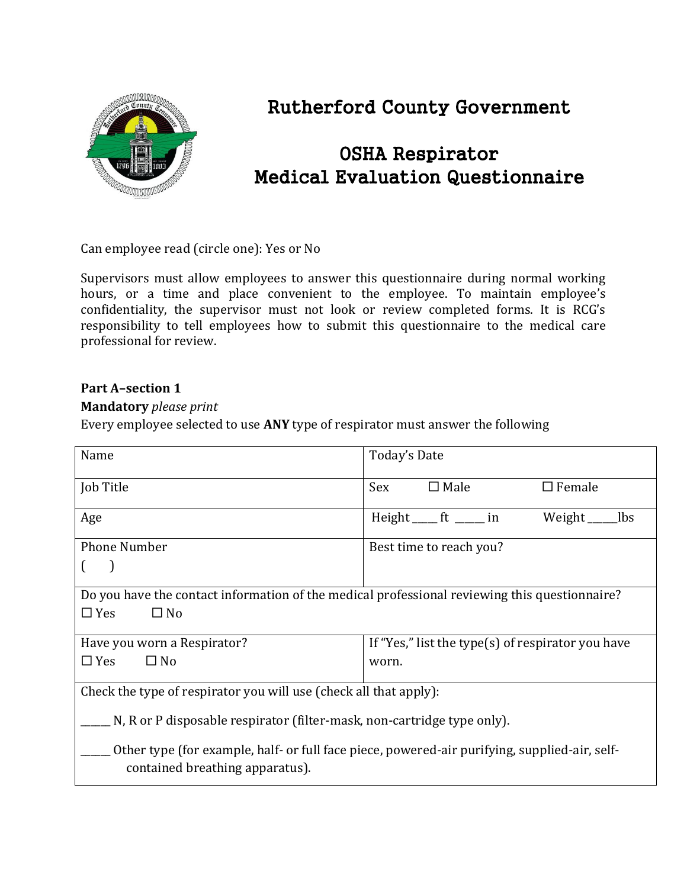# Rutherford County Government

## OSHA Respirator Medical Evaluation Questionnaire

Can employee read (circle one): Yes or No

Supervisors must allow employees to answer this questionnaire during normal working hours, or a time and place convenient to the employee. To maintain employee's confidentiality, the supervisor must not look or review completed forms. It is RCG's responsibility to tell employees how to submit this questionnaire to the medical care professional for review.

**Part A–section 1**

**Mandatory** *please print*

Every employee selected to use **ANY** type of respirator must answer the following

| Name | Today's Date |
|---|---|
| Job Title | Sex ☐ Male ☐ Female |
| Age | Height ____ ft _____ in Weight _____lbs |
| Phone Number<br>( ) | Best time to reach you? |
| Do you have the contact information of the medical professional reviewing this questionnaire?<br>☐ Yes ☐ No | |
| Have you worn a Respirator?<br>☐ Yes ☐ No | If "Yes," list the type(s) of respirator you have worn. |
| Check the type of respirator you will use (check all that apply):<br>_____ N, R or P disposable respirator (filter-mask, non-cartridge type only).<br>_____ Other type (for example, half- or full face piece, powered-air purifying, supplied-air, self-contained breathing apparatus). | |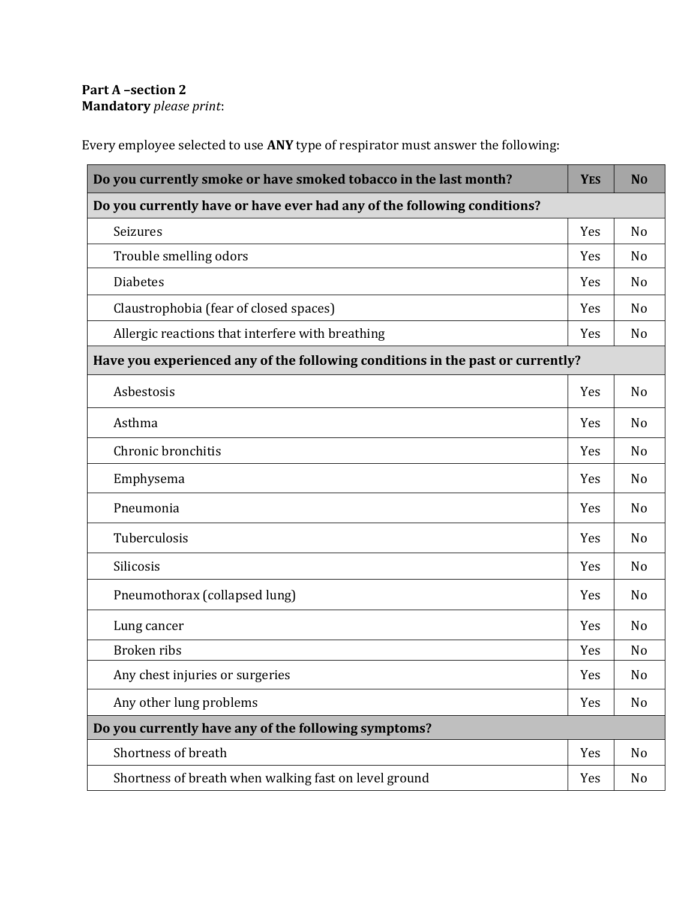**Part A –section 2**
**Mandatory** *please print*:

Every employee selected to use **ANY** type of respirator must answer the following:

| **Do you currently smoke or have smoked tobacco in the last month?** | **Yes** | **No** |
|---|---|---|
| **Do you currently have or have ever had any of the following conditions?** | | |
| Seizures | Yes | No |
| Trouble smelling odors | Yes | No |
| Diabetes | Yes | No |
| Claustrophobia (fear of closed spaces) | Yes | No |
| Allergic reactions that interfere with breathing | Yes | No |
| **Have you experienced any of the following conditions in the past or currently?** | | |
| Asbestosis | Yes | No |
| Asthma | Yes | No |
| Chronic bronchitis | Yes | No |
| Emphysema | Yes | No |
| Pneumonia | Yes | No |
| Tuberculosis | Yes | No |
| Silicosis | Yes | No |
| Pneumothorax (collapsed lung) | Yes | No |
| Lung cancer | Yes | No |
| Broken ribs | Yes | No |
| Any chest injuries or surgeries | Yes | No |
| Any other lung problems | Yes | No |
| **Do you currently have any of the following symptoms?** | | |
| Shortness of breath | Yes | No |
| Shortness of breath when walking fast on level ground | Yes | No |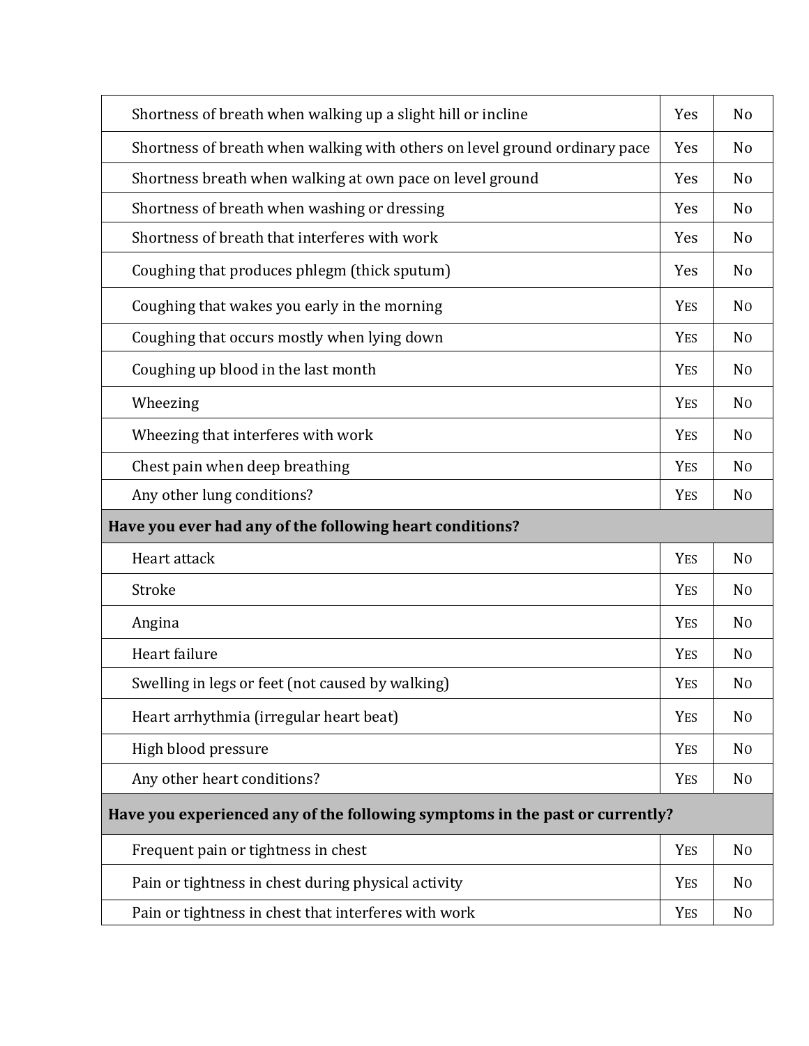| | | |
|---|---|---|
| Shortness of breath when walking up a slight hill or incline | Yes | No |
| Shortness of breath when walking with others on level ground ordinary pace | Yes | No |
| Shortness breath when walking at own pace on level ground | Yes | No |
| Shortness of breath when washing or dressing | Yes | No |
| Shortness of breath that interferes with work | Yes | No |
| Coughing that produces phlegm (thick sputum) | Yes | No |
| Coughing that wakes you early in the morning | Yes | No |
| Coughing that occurs mostly when lying down | Yes | No |
| Coughing up blood in the last month | Yes | No |
| Wheezing | Yes | No |
| Wheezing that interferes with work | Yes | No |
| Chest pain when deep breathing | Yes | No |
| Any other lung conditions? | Yes | No |
| **Have you ever had any of the following heart conditions?** | | |
| Heart attack | Yes | No |
| Stroke | Yes | No |
| Angina | Yes | No |
| Heart failure | Yes | No |
| Swelling in legs or feet (not caused by walking) | Yes | No |
| Heart arrhythmia (irregular heart beat) | Yes | No |
| High blood pressure | Yes | No |
| Any other heart conditions? | Yes | No |
| **Have you experienced any of the following symptoms in the past or currently?** | | |
| Frequent pain or tightness in chest | Yes | No |
| Pain or tightness in chest during physical activity | Yes | No |
| Pain or tightness in chest that interferes with work | Yes | No |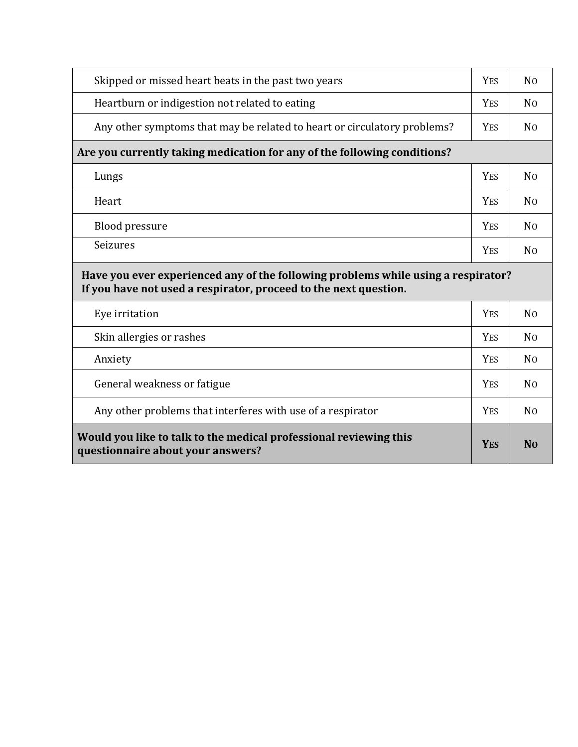| | | |
|---|---|---|
| Skipped or missed heart beats in the past two years | YES | NO |
| Heartburn or indigestion not related to eating | YES | NO |
| Any other symptoms that may be related to heart or circulatory problems? | YES | NO |
| **Are you currently taking medication for any of the following conditions?** | | |
| Lungs | YES | NO |
| Heart | YES | NO |
| Blood pressure | YES | NO |
| Seizures | YES | NO |
| **Have you ever experienced any of the following problems while using a respirator? If you have not used a respirator, proceed to the next question.** | | |
| Eye irritation | YES | NO |
| Skin allergies or rashes | YES | NO |
| Anxiety | YES | NO |
| General weakness or fatigue | YES | NO |
| Any other problems that interferes with use of a respirator | YES | NO |
| **Would you like to talk to the medical professional reviewing this questionnaire about your answers?** | **YES** | **NO** |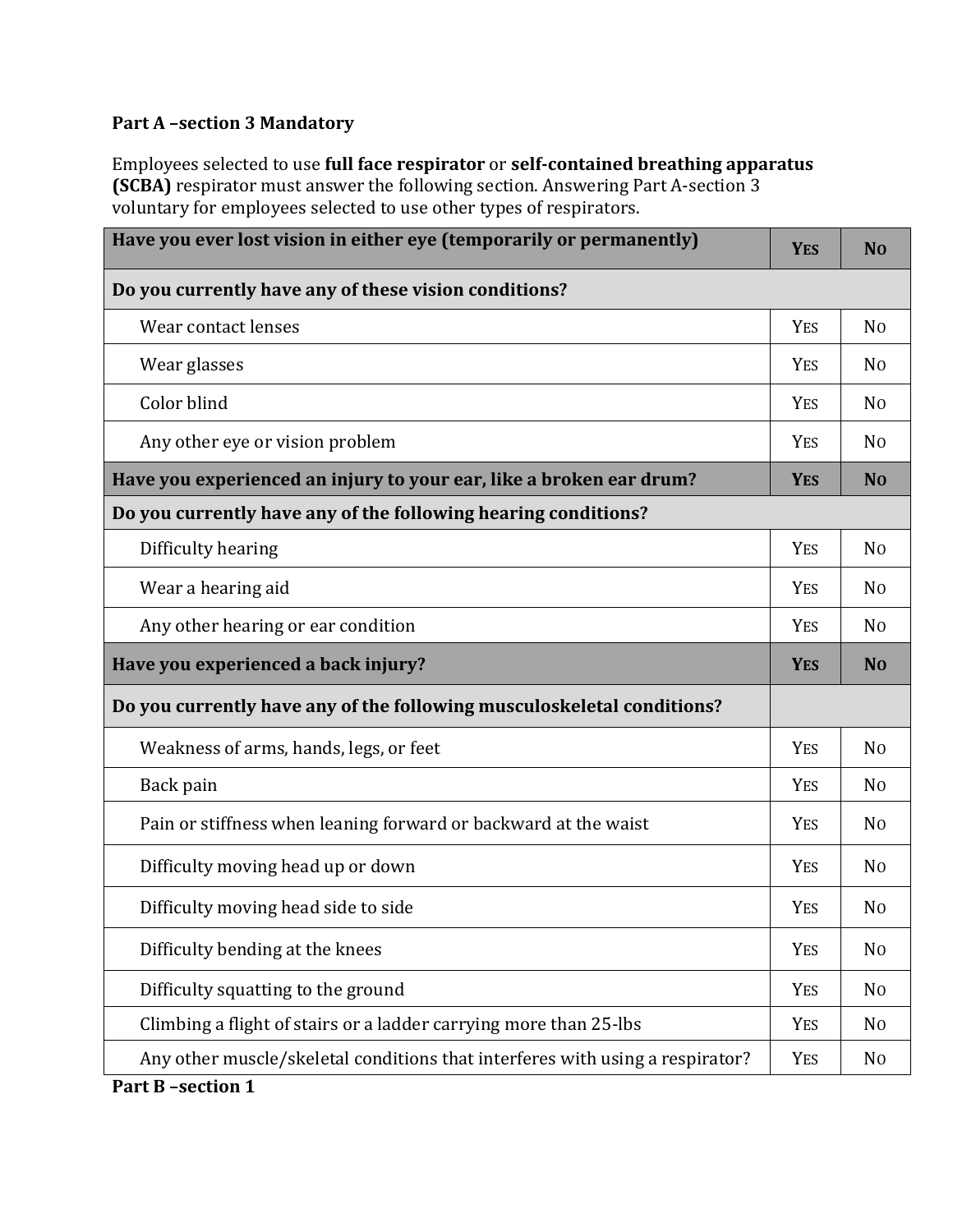**Part A –section 3 Mandatory**

Employees selected to use **full face respirator** or **self-contained breathing apparatus (SCBA)** respirator must answer the following section. Answering Part A-section 3 voluntary for employees selected to use other types of respirators.

| **Have you ever lost vision in either eye (temporarily or permanently)** | **YES** | **NO** |
|---|---|---|
| **Do you currently have any of these vision conditions?** | | |
| Wear contact lenses | YES | NO |
| Wear glasses | YES | NO |
| Color blind | YES | NO |
| Any other eye or vision problem | YES | NO |
| **Have you experienced an injury to your ear, like a broken ear drum?** | **YES** | **NO** |
| **Do you currently have any of the following hearing conditions?** | | |
| Difficulty hearing | YES | NO |
| Wear a hearing aid | YES | NO |
| Any other hearing or ear condition | YES | NO |
| **Have you experienced a back injury?** | **YES** | **NO** |
| **Do you currently have any of the following musculoskeletal conditions?** | | |
| Weakness of arms, hands, legs, or feet | YES | NO |
| Back pain | YES | NO |
| Pain or stiffness when leaning forward or backward at the waist | YES | NO |
| Difficulty moving head up or down | YES | NO |
| Difficulty moving head side to side | YES | NO |
| Difficulty bending at the knees | YES | NO |
| Difficulty squatting to the ground | YES | NO |
| Climbing a flight of stairs or a ladder carrying more than 25-lbs | YES | NO |
| Any other muscle/skeletal conditions that interferes with using a respirator? | YES | NO |

**Part B –section 1**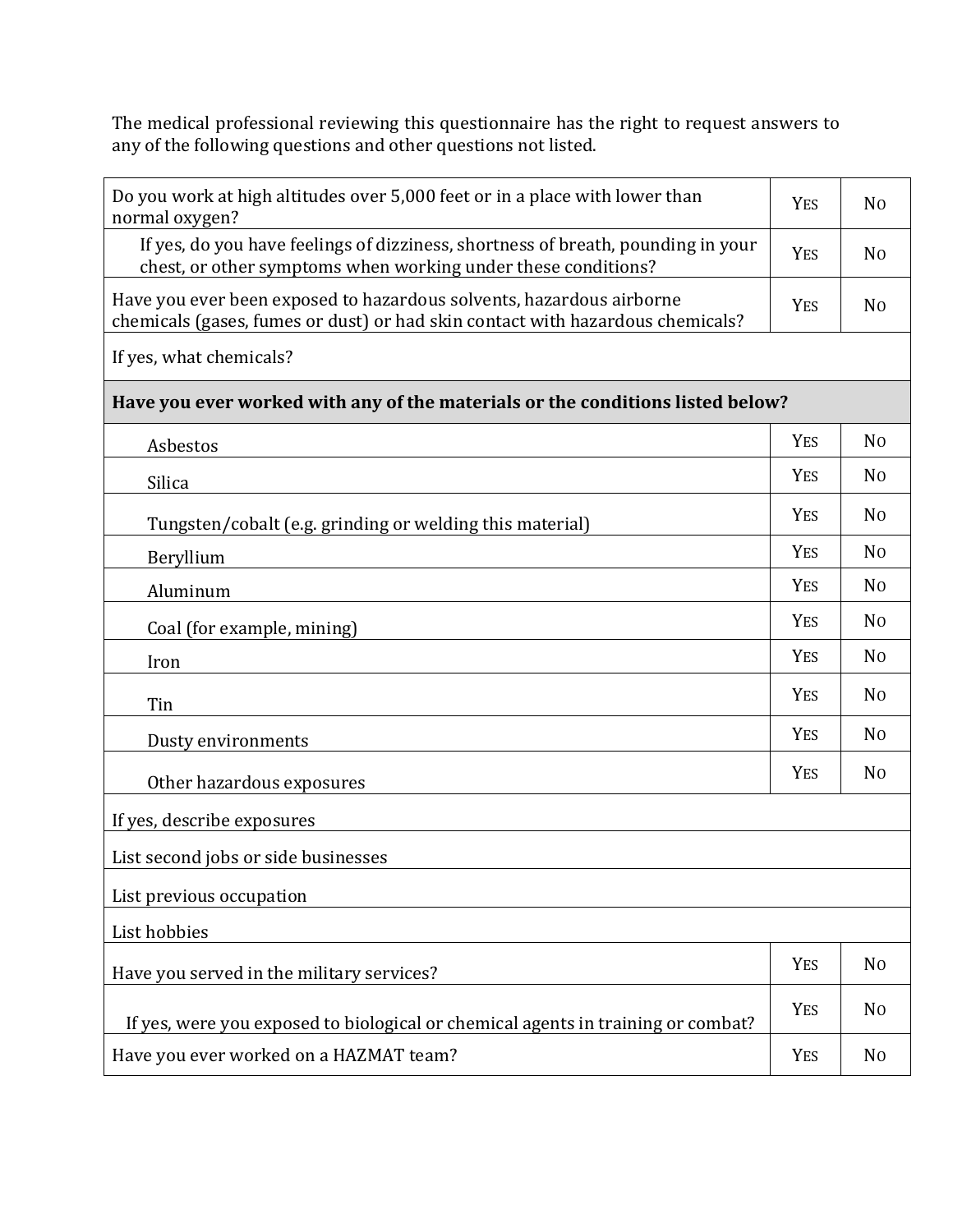The medical professional reviewing this questionnaire has the right to request answers to any of the following questions and other questions not listed.

| Question | | |
|---|---|---|
| Do you work at high altitudes over 5,000 feet or in a place with lower than normal oxygen? | YES | NO |
| If yes, do you have feelings of dizziness, shortness of breath, pounding in your chest, or other symptoms when working under these conditions? | YES | NO |
| Have you ever been exposed to hazardous solvents, hazardous airborne chemicals (gases, fumes or dust) or had skin contact with hazardous chemicals? | YES | NO |
| If yes, what chemicals? | | |
| **Have you ever worked with any of the materials or the conditions listed below?** | | |
| Asbestos | YES | NO |
| Silica | YES | NO |
| Tungsten/cobalt (e.g. grinding or welding this material) | YES | NO |
| Beryllium | YES | NO |
| Aluminum | YES | NO |
| Coal (for example, mining) | YES | NO |
| Iron | YES | NO |
| Tin | YES | NO |
| Dusty environments | YES | NO |
| Other hazardous exposures | YES | NO |
| If yes, describe exposures | | |
| List second jobs or side businesses | | |
| List previous occupation | | |
| List hobbies | | |
| Have you served in the military services? | YES | NO |
| If yes, were you exposed to biological or chemical agents in training or combat? | YES | NO |
| Have you ever worked on a HAZMAT team? | YES | NO |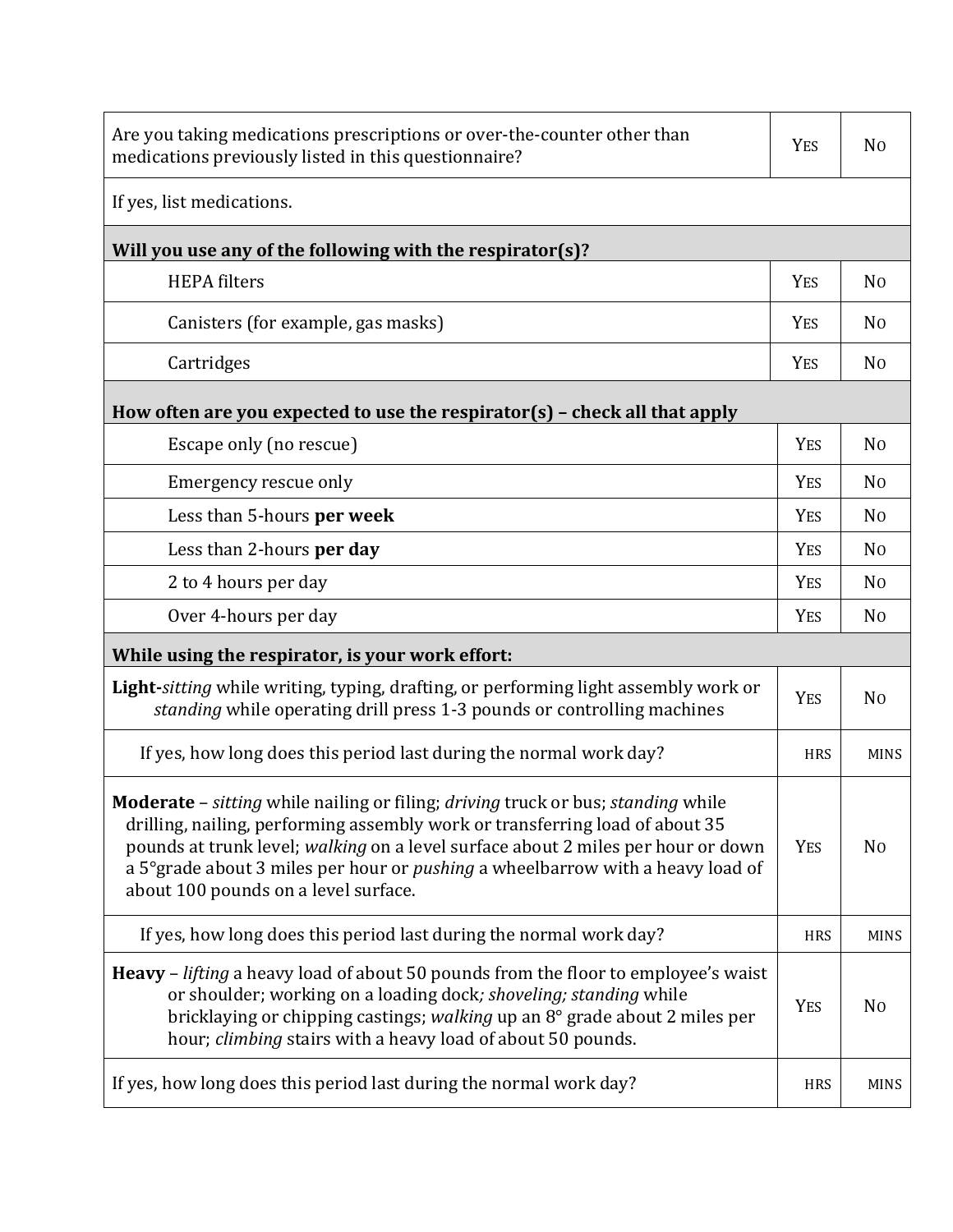| | | |
|---|---|---|
| Are you taking medications prescriptions or over-the-counter other than medications previously listed in this questionnaire? | YES | NO |
| If yes, list medications. | | |
| **Will you use any of the following with the respirator(s)?** | | |
| HEPA filters | YES | NO |
| Canisters (for example, gas masks) | YES | NO |
| Cartridges | YES | NO |
| **How often are you expected to use the respirator(s) – check all that apply** | | |
| Escape only (no rescue) | YES | NO |
| Emergency rescue only | YES | NO |
| Less than 5-hours **per week** | YES | NO |
| Less than 2-hours **per day** | YES | NO |
| 2 to 4 hours per day | YES | NO |
| Over 4-hours per day | YES | NO |
| **While using the respirator, is your work effort:** | | |
| **Light-***sitting* while writing, typing, drafting, or performing light assembly work or *standing* while operating drill press 1-3 pounds or controlling machines | YES | NO |
| If yes, how long does this period last during the normal work day? | HRS | MINS |
| **Moderate** – *sitting* while nailing or filing; *driving* truck or bus; *standing* while drilling, nailing, performing assembly work or transferring load of about 35 pounds at trunk level; *walking* on a level surface about 2 miles per hour or down a 5°grade about 3 miles per hour or *pushing* a wheelbarrow with a heavy load of about 100 pounds on a level surface. | YES | NO |
| If yes, how long does this period last during the normal work day? | HRS | MINS |
| **Heavy** – *lifting* a heavy load of about 50 pounds from the floor to employee's waist or shoulder; working on a loading dock*; shoveling; standing* while bricklaying or chipping castings; *walking* up an 8° grade about 2 miles per hour; *climbing* stairs with a heavy load of about 50 pounds. | YES | NO |
| If yes, how long does this period last during the normal work day? | HRS | MINS |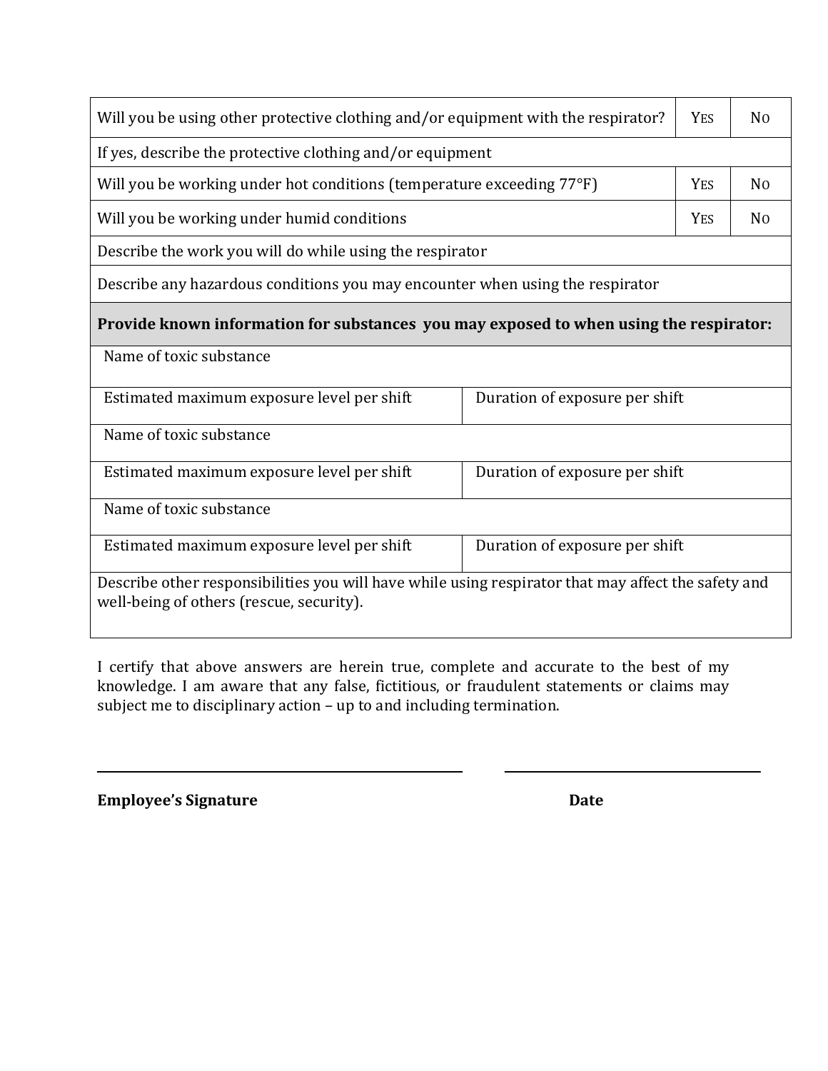| Will you be using other protective clothing and/or equipment with the respirator? | | Yes | No |
|---|---|---|---|
| If yes, describe the protective clothing and/or equipment | | | |
| Will you be working under hot conditions (temperature exceeding 77°F) | | Yes | No |
| Will you be working under humid conditions | | Yes | No |
| Describe the work you will do while using the respirator | | | |
| Describe any hazardous conditions you may encounter when using the respirator | | | |
| **Provide known information for substances you may exposed to when using the respirator:** | | | |
| Name of toxic substance | | | |
| Estimated maximum exposure level per shift | Duration of exposure per shift | | |
| Name of toxic substance | | | |
| Estimated maximum exposure level per shift | Duration of exposure per shift | | |
| Name of toxic substance | | | |
| Estimated maximum exposure level per shift | Duration of exposure per shift | | |
| Describe other responsibilities you will have while using respirator that may affect the safety and well-being of others (rescue, security). | | | |

I certify that above answers are herein true, complete and accurate to the best of my knowledge. I am aware that any false, fictitious, or fraudulent statements or claims may subject me to disciplinary action – up to and including termination.

_______________________________ _______________________

**Employee's Signature** **Date**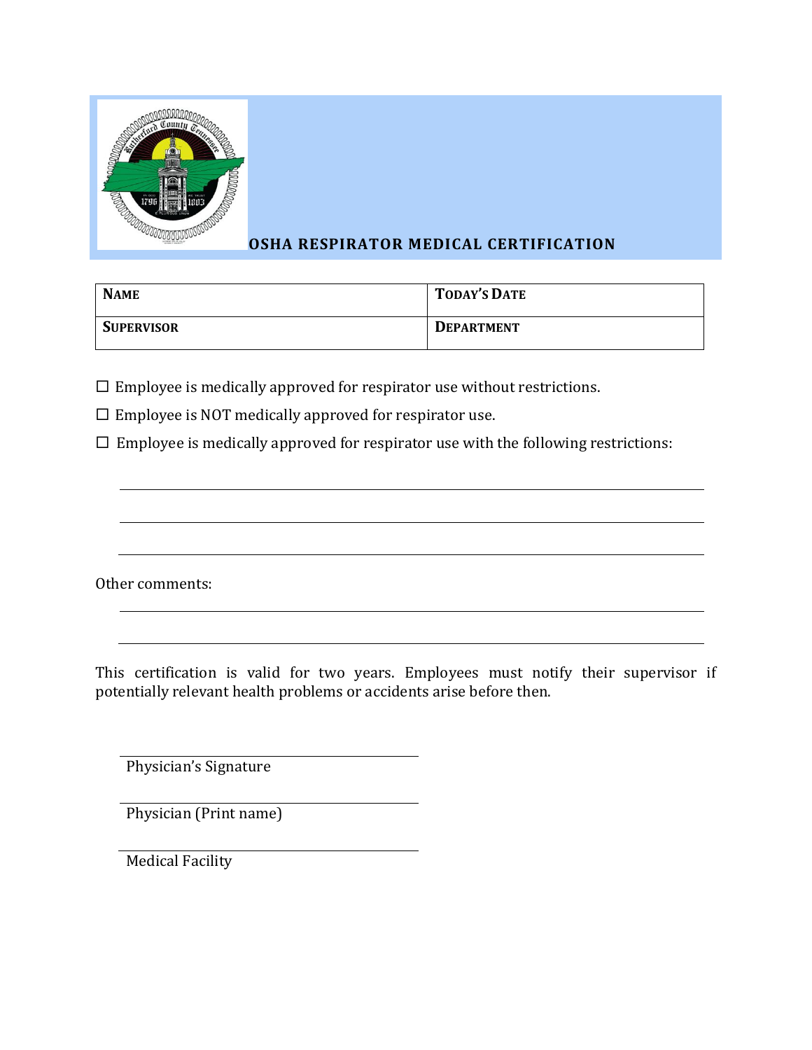# OSHA RESPIRATOR MEDICAL CERTIFICATION

| NAME | TODAY'S DATE |
|---|---|
| SUPERVISOR | DEPARTMENT |

☐ Employee is medically approved for respirator use without restrictions.

☐ Employee is NOT medically approved for respirator use.

☐ Employee is medically approved for respirator use with the following restrictions:

\_\_\_\_\_\_\_\_\_\_\_\_\_\_\_\_\_\_\_\_\_\_\_\_\_\_\_\_\_\_\_\_\_\_\_\_\_\_\_\_\_\_\_\_\_\_\_\_\_\_\_\_\_\_\_\_\_\_

\_\_\_\_\_\_\_\_\_\_\_\_\_\_\_\_\_\_\_\_\_\_\_\_\_\_\_\_\_\_\_\_\_\_\_\_\_\_\_\_\_\_\_\_\_\_\_\_\_\_\_\_\_\_\_\_\_\_

\_\_\_\_\_\_\_\_\_\_\_\_\_\_\_\_\_\_\_\_\_\_\_\_\_\_\_\_\_\_\_\_\_\_\_\_\_\_\_\_\_\_\_\_\_\_\_\_\_\_\_\_\_\_\_\_\_\_

Other comments:

\_\_\_\_\_\_\_\_\_\_\_\_\_\_\_\_\_\_\_\_\_\_\_\_\_\_\_\_\_\_\_\_\_\_\_\_\_\_\_\_\_\_\_\_\_\_\_\_\_\_\_\_\_\_\_\_\_\_

\_\_\_\_\_\_\_\_\_\_\_\_\_\_\_\_\_\_\_\_\_\_\_\_\_\_\_\_\_\_\_\_\_\_\_\_\_\_\_\_\_\_\_\_\_\_\_\_\_\_\_\_\_\_\_\_\_\_

This certification is valid for two years. Employees must notify their supervisor if potentially relevant health problems or accidents arise before then.

\_\_\_\_\_\_\_\_\_\_\_\_\_\_\_\_\_\_\_\_\_\_\_\_\_\_\_\_\_\_

Physician's Signature

\_\_\_\_\_\_\_\_\_\_\_\_\_\_\_\_\_\_\_\_\_\_\_\_\_\_\_\_\_\_

Physician (Print name)

\_\_\_\_\_\_\_\_\_\_\_\_\_\_\_\_\_\_\_\_\_\_\_\_\_\_\_\_\_\_

Medical Facility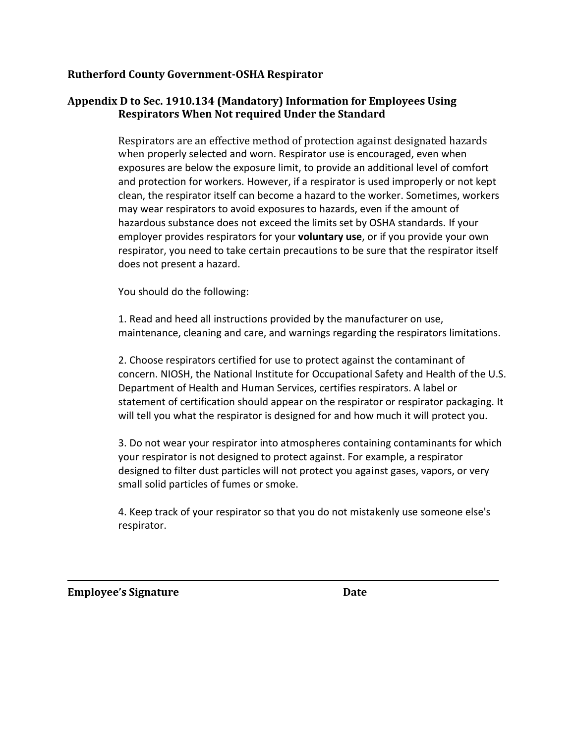**Rutherford County Government-OSHA Respirator**

## Appendix D to Sec. 1910.134 (Mandatory) Information for Employees Using Respirators When Not required Under the Standard

Respirators are an effective method of protection against designated hazards when properly selected and worn. Respirator use is encouraged, even when exposures are below the exposure limit, to provide an additional level of comfort and protection for workers. However, if a respirator is used improperly or not kept clean, the respirator itself can become a hazard to the worker. Sometimes, workers may wear respirators to avoid exposures to hazards, even if the amount of hazardous substance does not exceed the limits set by OSHA standards. If your employer provides respirators for your **voluntary use**, or if you provide your own respirator, you need to take certain precautions to be sure that the respirator itself does not present a hazard.

You should do the following:

1. Read and heed all instructions provided by the manufacturer on use, maintenance, cleaning and care, and warnings regarding the respirators limitations.

2. Choose respirators certified for use to protect against the contaminant of concern. NIOSH, the National Institute for Occupational Safety and Health of the U.S. Department of Health and Human Services, certifies respirators. A label or statement of certification should appear on the respirator or respirator packaging. It will tell you what the respirator is designed for and how much it will protect you.

3. Do not wear your respirator into atmospheres containing contaminants for which your respirator is not designed to protect against. For example, a respirator designed to filter dust particles will not protect you against gases, vapors, or very small solid particles of fumes or smoke.

4. Keep track of your respirator so that you do not mistakenly use someone else's respirator.

---

**Employee's Signature** **Date**